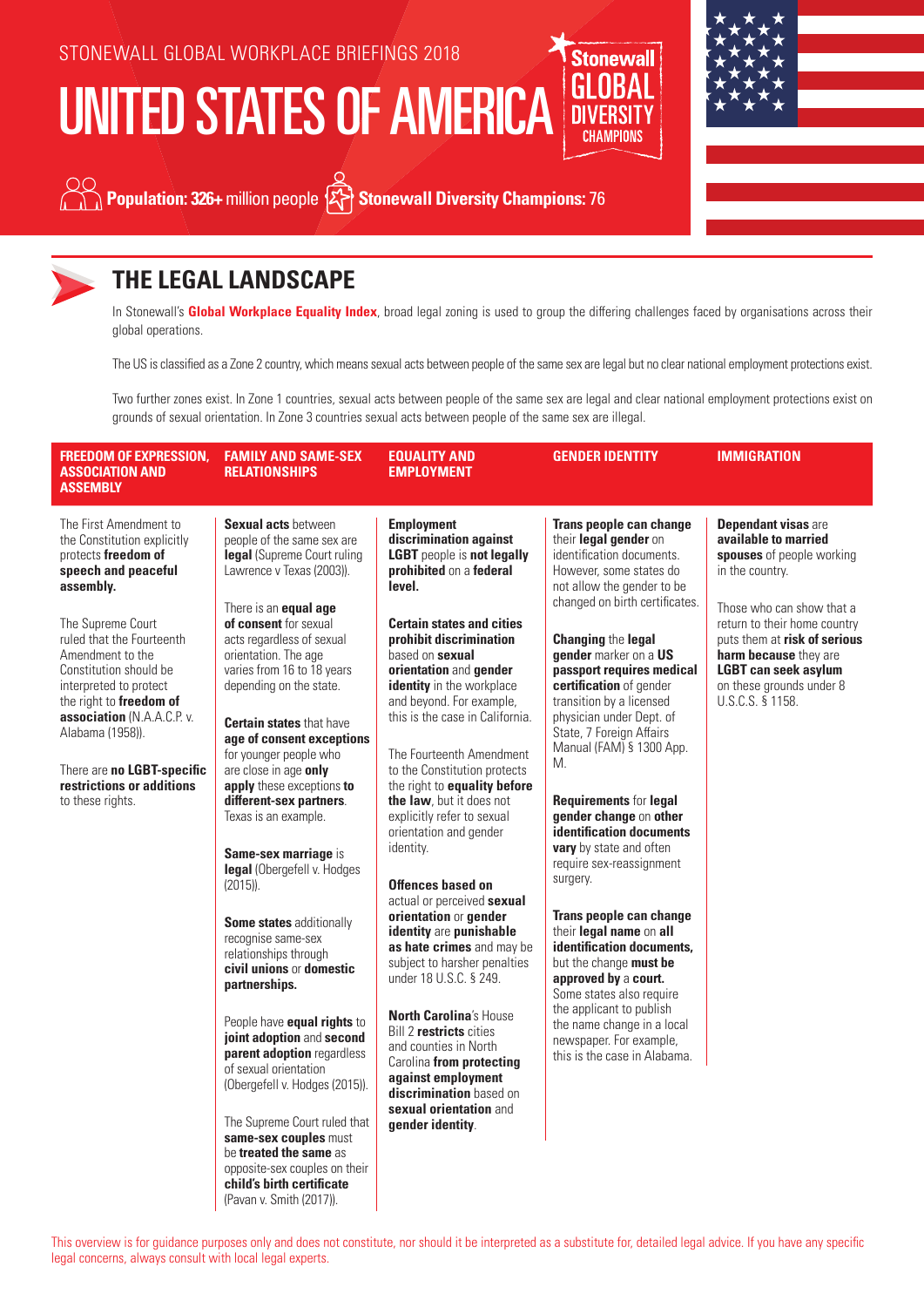STONEWALL GLOBAL WORKPLACE BRIEFINGS 2018

# UNITED STATES OF AMERICA

Stonewall GLOBAL DIVERSITY CHAMPIONS

**Population: 326+** million people **Stonewall Diversity Champions:** 76

## THE LEGAL LANDSCAPE

In Stonewall's **Global Workplace Equality Index**, broad legal zoning is used to group the differing challenges faced by organisations across their global operations.

The US is classified as a Zone 2 country, which means sexual acts between people of the same sex are legal but no clear national employment protections exist.

Two further zones exist. In Zone 1 countries, sexual acts between people of the same sex are legal and clear national employment protections exist on grounds of sexual orientation. In Zone 3 countries sexual acts between people of the same sex are illegal.

### FREEDOM OF EXPRESSION, ASSOCIATION AND ASSEMBLY

The First Amendment to the Constitution explicitly protects **freedom of speech and peaceful assembly.**

The Supreme Court ruled that the Fourteenth Amendment to the Constitution should be interpreted to protect the right to **freedom of association** (N.A.A.C.P. v. Alabama (1958)).

There are **no LGBT-specific restrictions or additions** to these rights.

### FAMILY AND SAME-SEX RELATIONSHIPS

**Sexual acts** between people of the same sex are **legal** (Supreme Court ruling Lawrence v Texas (2003)).

There is an **equal age of consent** for sexual acts regardless of sexual orientation. The age varies from 16 to 18 years depending on the state.

**Certain states** that have **age of consent exceptions** for younger people who are close in age **only apply** these exceptions **to different-sex partners**. Texas is an example.

**Same-sex marriage** is **legal** (Obergefell v. Hodges (2015)).

**Some states** additionally recognise same-sex relationships through **civil unions** or **domestic partnerships.**

People have **equal rights** to **joint adoption** and **second parent adoption** regardless of sexual orientation (Obergefell v. Hodges (2015)).

The Supreme Court ruled that **same-sex couples** must be **treated the same** as opposite-sex couples on their **child's birth certificate** (Pavan v. Smith (2017)).

### EQUALITY AND EMPLOYMENT

**Employment discrimination against LGBT** people is **not legally prohibited** on a **federal level.**

**Certain states and cities prohibit discrimination** based on **sexual orientation** and **gender identity** in the workplace and beyond. For example, this is the case in California.

The Fourteenth Amendment to the Constitution protects the right to **equality before the law**, but it does not explicitly refer to sexual orientation and gender identity.

**Offences based on** actual or perceived **sexual orientation** or **gender identity** are **punishable as hate crimes** and may be subject to harsher penalties under 18 U.S.C. § 249.

**North Carolina**'s House Bill 2 **restricts** cities and counties in North Carolina **from protecting against employment discrimination** based on **sexual orientation** and **gender identity**.

### GENDER IDENTITY

**Trans people can change** their **legal gender** on identification documents. However, some states do not allow the gender to be changed on birth certificates.

**Changing** the **legal gender** marker on a **US passport requires medical certification** of gender transition by a licensed physician under Dept. of State, 7 Foreign Affairs Manual (FAM) § 1300 App. M.

**Requirements** for **legal gender change** on **other identification documents vary** by state and often require sex-reassignment surgery.

**Trans people can change** their **legal name** on **all identification documents,** but the change **must be approved by** a **court.** Some states also require the applicant to publish the name change in a local newspaper. For example, this is the case in Alabama.

### IMMIGRATION

**Dependant visas** are **available to married spouses** of people working in the country.

Those who can show that a return to their home country puts them at **risk of serious harm because** they are **LGBT can seek asylum** on these grounds under 8 U.S.C.S. § 1158.

This overview is for guidance purposes only and does not constitute, nor should it be interpreted as a substitute for, detailed legal advice. If you have any specific legal concerns, always consult with local legal experts.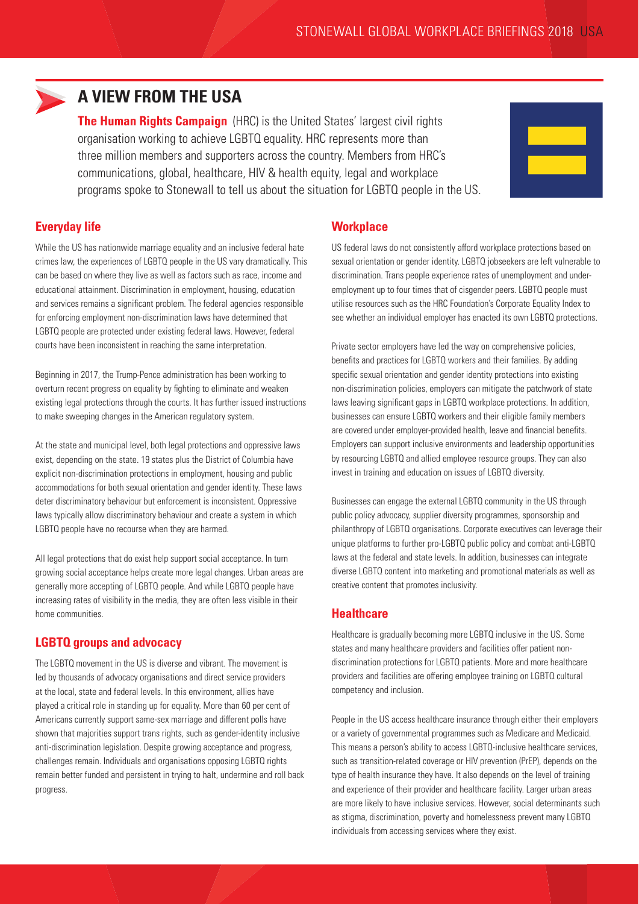# A VIEW FROM THE USA

**The Human Rights Campaign** (HRC) is the United States' largest civil rights organisation working to achieve LGBTQ equality. HRC represents more than three million members and supporters across the country. Members from HRC's communications, global, healthcare, HIV & health equity, legal and workplace programs spoke to Stonewall to tell us about the situation for LGBTQ people in the US.

## Everyday life

While the US has nationwide marriage equality and an inclusive federal hate crimes law, the experiences of LGBTQ people in the US vary dramatically. This can be based on where they live as well as factors such as race, income and educational attainment. Discrimination in employment, housing, education and services remains a significant problem. The federal agencies responsible for enforcing employment non-discrimination laws have determined that LGBTQ people are protected under existing federal laws. However, federal courts have been inconsistent in reaching the same interpretation.

Beginning in 2017, the Trump-Pence administration has been working to overturn recent progress on equality by fighting to eliminate and weaken existing legal protections through the courts. It has further issued instructions to make sweeping changes in the American regulatory system.

At the state and municipal level, both legal protections and oppressive laws exist, depending on the state. 19 states plus the District of Columbia have explicit non-discrimination protections in employment, housing and public accommodations for both sexual orientation and gender identity. These laws deter discriminatory behaviour but enforcement is inconsistent. Oppressive laws typically allow discriminatory behaviour and create a system in which LGBTQ people have no recourse when they are harmed.

All legal protections that do exist help support social acceptance. In turn growing social acceptance helps create more legal changes. Urban areas are generally more accepting of LGBTQ people. And while LGBTQ people have increasing rates of visibility in the media, they are often less visible in their home communities.

## LGBTQ groups and advocacy

The LGBTQ movement in the US is diverse and vibrant. The movement is led by thousands of advocacy organisations and direct service providers at the local, state and federal levels. In this environment, allies have played a critical role in standing up for equality. More than 60 per cent of Americans currently support same-sex marriage and different polls have shown that majorities support trans rights, such as gender-identity inclusive anti-discrimination legislation. Despite growing acceptance and progress, challenges remain. Individuals and organisations opposing LGBTQ rights remain better funded and persistent in trying to halt, undermine and roll back progress.

## Workplace

US federal laws do not consistently afford workplace protections based on sexual orientation or gender identity. LGBTQ jobseekers are left vulnerable to discrimination. Trans people experience rates of unemployment and under-employment up to four times that of cisgender peers. LGBTQ people must utilise resources such as the HRC Foundation's Corporate Equality Index to see whether an individual employer has enacted its own LGBTQ protections.

Private sector employers have led the way on comprehensive policies, benefits and practices for LGBTQ workers and their families. By adding specific sexual orientation and gender identity protections into existing non-discrimination policies, employers can mitigate the patchwork of state laws leaving significant gaps in LGBTQ workplace protections. In addition, businesses can ensure LGBTQ workers and their eligible family members are covered under employer-provided health, leave and financial benefits. Employers can support inclusive environments and leadership opportunities by resourcing LGBTQ and allied employee resource groups. They can also invest in training and education on issues of LGBTQ diversity.

Businesses can engage the external LGBTQ community in the US through public policy advocacy, supplier diversity programmes, sponsorship and philanthropy of LGBTQ organisations. Corporate executives can leverage their unique platforms to further pro-LGBTQ public policy and combat anti-LGBTQ laws at the federal and state levels. In addition, businesses can integrate diverse LGBTQ content into marketing and promotional materials as well as creative content that promotes inclusivity.

## Healthcare

Healthcare is gradually becoming more LGBTQ inclusive in the US. Some states and many healthcare providers and facilities offer patient non-discrimination protections for LGBTQ patients. More and more healthcare providers and facilities are offering employee training on LGBTQ cultural competency and inclusion.

People in the US access healthcare insurance through either their employers or a variety of governmental programmes such as Medicare and Medicaid. This means a person's ability to access LGBTQ-inclusive healthcare services, such as transition-related coverage or HIV prevention (PrEP), depends on the type of health insurance they have. It also depends on the level of training and experience of their provider and healthcare facility. Larger urban areas are more likely to have inclusive services. However, social determinants such as stigma, discrimination, poverty and homelessness prevent many LGBTQ individuals from accessing services where they exist.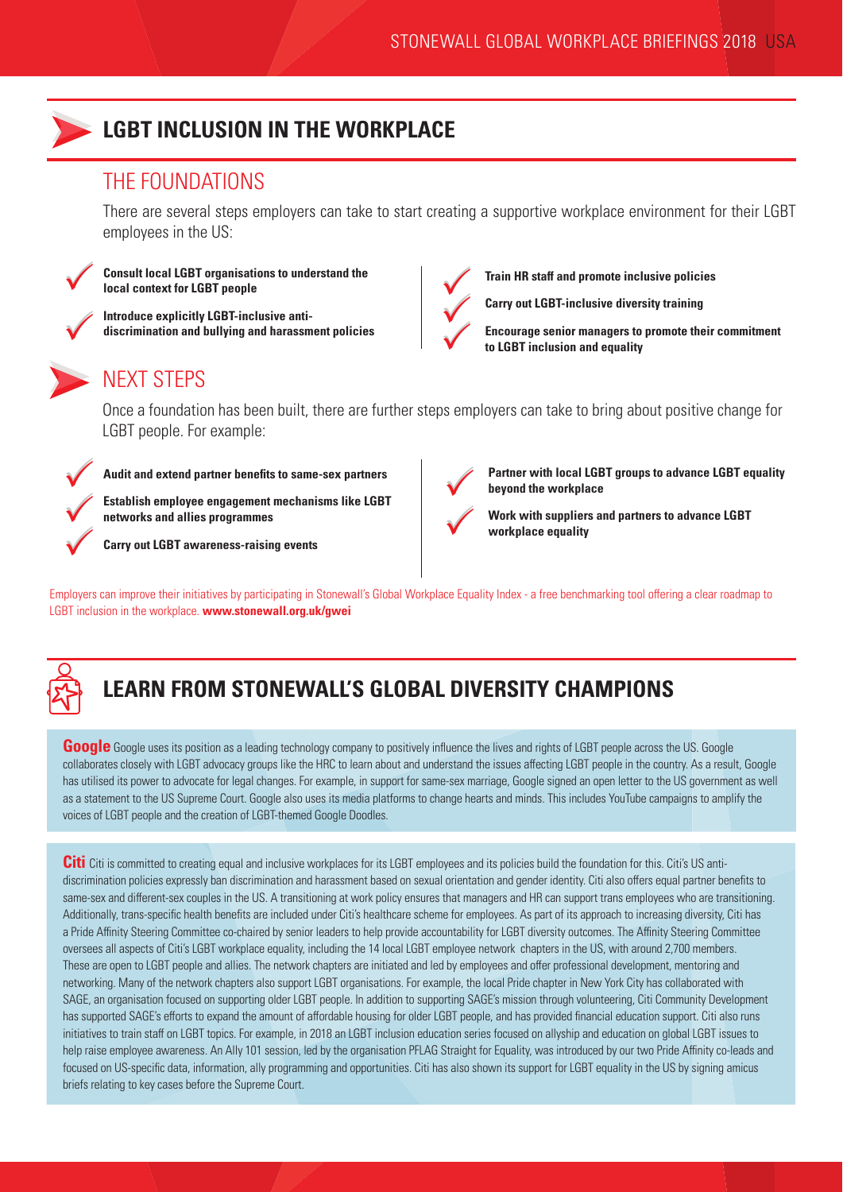# LGBT INCLUSION IN THE WORKPLACE

## THE FOUNDATIONS

There are several steps employers can take to start creating a supportive workplace environment for their LGBT employees in the US:

- **Consult local LGBT organisations to understand the local context for LGBT people**
- **Introduce explicitly LGBT-inclusive anti-discrimination and bullying and harassment policies**
- **Train HR staff and promote inclusive policies**
- **Carry out LGBT-inclusive diversity training**
- **Encourage senior managers to promote their commitment to LGBT inclusion and equality**

## NEXT STEPS

Once a foundation has been built, there are further steps employers can take to bring about positive change for LGBT people. For example:

- **Audit and extend partner benefits to same-sex partners**
- **Establish employee engagement mechanisms like LGBT networks and allies programmes**
- **Carry out LGBT awareness-raising events**
- **Partner with local LGBT groups to advance LGBT equality beyond the workplace**
- **Work with suppliers and partners to advance LGBT workplace equality**

Employers can improve their initiatives by participating in Stonewall's Global Workplace Equality Index - a free benchmarking tool offering a clear roadmap to LGBT inclusion in the workplace. **www.stonewall.org.uk/gwei**

# LEARN FROM STONEWALL'S GLOBAL DIVERSITY CHAMPIONS

**Google** Google uses its position as a leading technology company to positively influence the lives and rights of LGBT people across the US. Google collaborates closely with LGBT advocacy groups like the HRC to learn about and understand the issues affecting LGBT people in the country. As a result, Google has utilised its power to advocate for legal changes. For example, in support for same-sex marriage, Google signed an open letter to the US government as well as a statement to the US Supreme Court. Google also uses its media platforms to change hearts and minds. This includes YouTube campaigns to amplify the voices of LGBT people and the creation of LGBT-themed Google Doodles.

**Citi** Citi is committed to creating equal and inclusive workplaces for its LGBT employees and its policies build the foundation for this. Citi's US anti-discrimination policies expressly ban discrimination and harassment based on sexual orientation and gender identity. Citi also offers equal partner benefits to same-sex and different-sex couples in the US. A transitioning at work policy ensures that managers and HR can support trans employees who are transitioning. Additionally, trans-specific health benefits are included under Citi's healthcare scheme for employees. As part of its approach to increasing diversity, Citi has a Pride Affinity Steering Committee co-chaired by senior leaders to help provide accountability for LGBT diversity outcomes. The Affinity Steering Committee oversees all aspects of Citi's LGBT workplace equality, including the 14 local LGBT employee network chapters in the US, with around 2,700 members. These are open to LGBT people and allies. The network chapters are initiated and led by employees and offer professional development, mentoring and networking. Many of the network chapters also support LGBT organisations. For example, the local Pride chapter in New York City has collaborated with SAGE, an organisation focused on supporting older LGBT people. In addition to supporting SAGE's mission through volunteering, Citi Community Development has supported SAGE's efforts to expand the amount of affordable housing for older LGBT people, and has provided financial education support. Citi also runs initiatives to train staff on LGBT topics. For example, in 2018 an LGBT inclusion education series focused on allyship and education on global LGBT issues to help raise employee awareness. An Ally 101 session, led by the organisation PFLAG Straight for Equality, was introduced by our two Pride Affinity co-leads and focused on US-specific data, information, ally programming and opportunities. Citi has also shown its support for LGBT equality in the US by signing amicus briefs relating to key cases before the Supreme Court.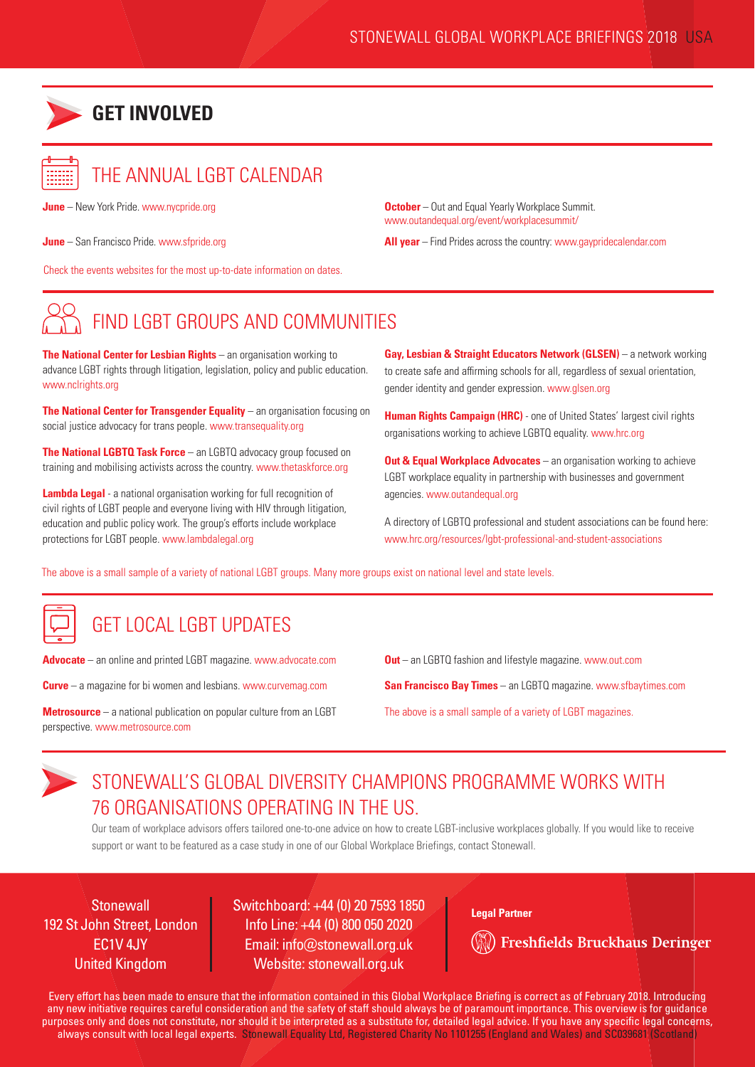# GET INVOLVED

## THE ANNUAL LGBT CALENDAR

**June** – New York Pride. www.nycpride.org

**June** – San Francisco Pride. www.sfpride.org

Check the events websites for the most up-to-date information on dates.

**October** – Out and Equal Yearly Workplace Summit. www.outandequal.org/event/workplacesummit/

**All year** – Find Prides across the country: www.gaypridecalendar.com

## FIND LGBT GROUPS AND COMMUNITIES

**The National Center for Lesbian Rights** – an organisation working to advance LGBT rights through litigation, legislation, policy and public education. www.nclrights.org

**The National Center for Transgender Equality** – an organisation focusing on social justice advocacy for trans people. www.transequality.org

**The National LGBTQ Task Force** – an LGBTQ advocacy group focused on training and mobilising activists across the country. www.thetaskforce.org

**Lambda Legal** - a national organisation working for full recognition of civil rights of LGBT people and everyone living with HIV through litigation, education and public policy work. The group's efforts include workplace protections for LGBT people. www.lambdalegal.org

**Gay, Lesbian & Straight Educators Network (GLSEN)** – a network working to create safe and affirming schools for all, regardless of sexual orientation, gender identity and gender expression. www.glsen.org

**Human Rights Campaign (HRC)** - one of United States' largest civil rights organisations working to achieve LGBTQ equality. www.hrc.org

**Out & Equal Workplace Advocates** – an organisation working to achieve LGBT workplace equality in partnership with businesses and government agencies. www.outandequal.org

A directory of LGBTQ professional and student associations can be found here: www.hrc.org/resources/lgbt-professional-and-student-associations

The above is a small sample of a variety of national LGBT groups. Many more groups exist on national level and state levels.

## GET LOCAL LGBT UPDATES

**Advocate** – an online and printed LGBT magazine. www.advocate.com

**Curve** – a magazine for bi women and lesbians. www.curvemag.com

**Metrosource** – a national publication on popular culture from an LGBT perspective. www.metrosource.com

**Out** – an LGBTQ fashion and lifestyle magazine. www.out.com

**San Francisco Bay Times** – an LGBTQ magazine. www.sfbaytimes.com

The above is a small sample of a variety of LGBT magazines.

## STONEWALL'S GLOBAL DIVERSITY CHAMPIONS PROGRAMME WORKS WITH 76 ORGANISATIONS OPERATING IN THE US.

Our team of workplace advisors offers tailored one-to-one advice on how to create LGBT-inclusive workplaces globally. If you would like to receive support or want to be featured as a case study in one of our Global Workplace Briefings, contact Stonewall.

Stonewall
192 St John Street, London
EC1V 4JY
United Kingdom

Switchboard: +44 (0) 20 7593 1850
Info Line: +44 (0) 800 050 2020
Email: info@stonewall.org.uk
Website: stonewall.org.uk

**Legal Partner**

Freshfields Bruckhaus Deringer

Every effort has been made to ensure that the information contained in this Global Workplace Briefing is correct as of February 2018. Introducing any new initiative requires careful consideration and the safety of staff should always be of paramount importance. This overview is for guidance purposes only and does not constitute, nor should it be interpreted as a substitute for, detailed legal advice. If you have any specific legal concerns, always consult with local legal experts. Stonewall Equality Ltd, Registered Charity No 1101255 (England and Wales) and SC039681 (Scotland)